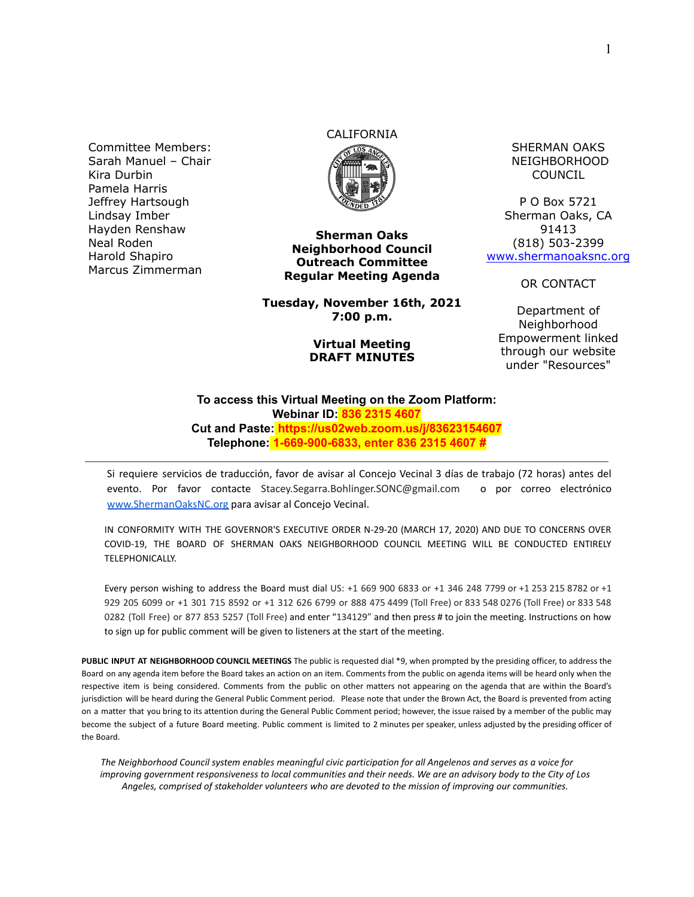Committee Members:
Sarah Manuel – Chair
Kira Durbin
Pamela Harris
Jeffrey Hartsough
Lindsay Imber
Hayden Renshaw
Neal Roden
Harold Shapiro
Marcus Zimmerman

CALIFORNIA

**Sherman Oaks Neighborhood Council Outreach Committee Regular Meeting Agenda**

**Tuesday, November 16th, 2021**
**7:00 p.m.**

**Virtual Meeting**
**DRAFT MINUTES**

SHERMAN OAKS NEIGHBORHOOD COUNCIL

P O Box 5721
Sherman Oaks, CA 91413
(818) 503-2399
[www.shermanoaksnc.org](http://www.shermanoaksnc.org)

OR CONTACT

Department of Neighborhood Empowerment linked through our website under "Resources"

**To access this Virtual Meeting on the Zoom Platform:**
**Webinar ID: 836 2315 4607**
**Cut and Paste: https://us02web.zoom.us/j/83623154607**
**Telephone: 1-669-900-6833, enter 836 2315 4607 #**

---

Si requiere servicios de traducción, favor de avisar al Concejo Vecinal 3 días de trabajo (72 horas) antes del evento. Por favor contacte Stacey.Segarra.Bohlinger.SONC@gmail.com o por correo electrónico [www.ShermanOaksNC.org](http://www.ShermanOaksNC.org) para avisar al Concejo Vecinal.

IN CONFORMITY WITH THE GOVERNOR'S EXECUTIVE ORDER N-29-20 (MARCH 17, 2020) AND DUE TO CONCERNS OVER COVID-19, THE BOARD OF SHERMAN OAKS NEIGHBORHOOD COUNCIL MEETING WILL BE CONDUCTED ENTIRELY TELEPHONICALLY.

Every person wishing to address the Board must dial US: +1 669 900 6833 or +1 346 248 7799 or +1 253 215 8782 or +1 929 205 6099 or +1 301 715 8592 or +1 312 626 6799 or 888 475 4499 (Toll Free) or 833 548 0276 (Toll Free) or 833 548 0282 (Toll Free) or 877 853 5257 (Toll Free) and enter "134129" and then press # to join the meeting. Instructions on how to sign up for public comment will be given to listeners at the start of the meeting.

**PUBLIC INPUT AT NEIGHBORHOOD COUNCIL MEETINGS** The public is requested dial *9, when prompted by the presiding officer, to address the Board on any agenda item before the Board takes an action on an item. Comments from the public on agenda items will be heard only when the respective item is being considered. Comments from the public on other matters not appearing on the agenda that are within the Board's jurisdiction will be heard during the General Public Comment period. Please note that under the Brown Act, the Board is prevented from acting on a matter that you bring to its attention during the General Public Comment period; however, the issue raised by a member of the public may become the subject of a future Board meeting. Public comment is limited to 2 minutes per speaker, unless adjusted by the presiding officer of the Board.

*The Neighborhood Council system enables meaningful civic participation for all Angelenos and serves as a voice for improving government responsiveness to local communities and their needs. We are an advisory body to the City of Los Angeles, comprised of stakeholder volunteers who are devoted to the mission of improving our communities.*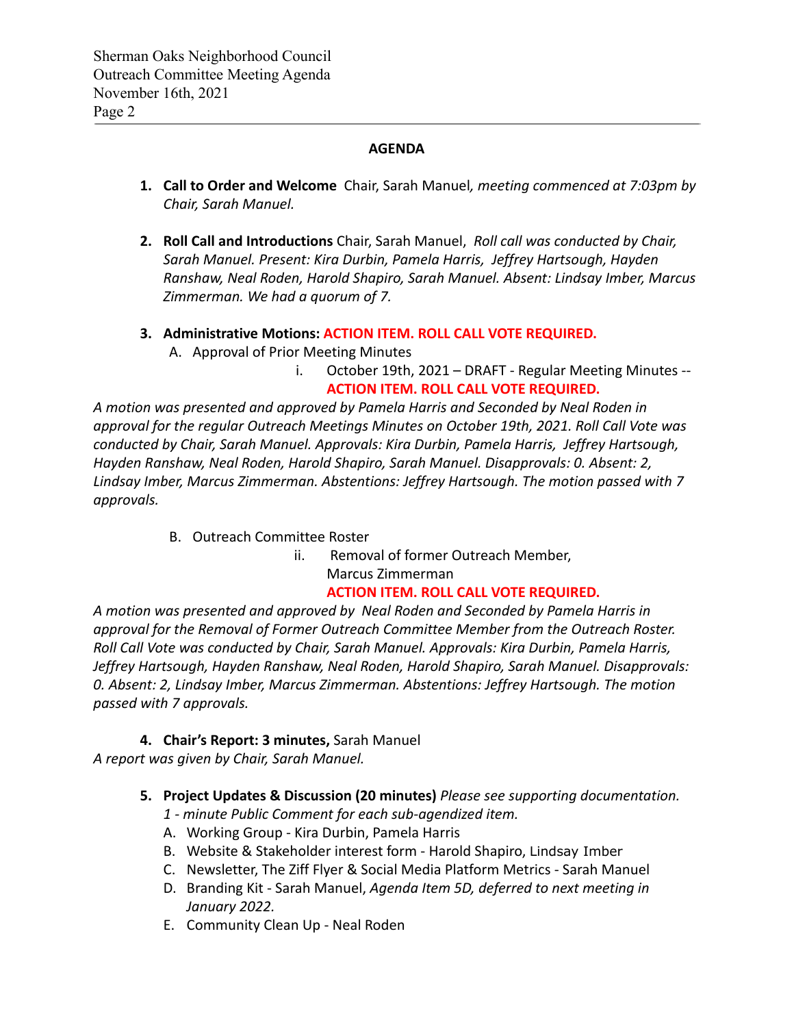## AGENDA

1. **Call to Order and Welcome** Chair, Sarah Manuel*, meeting commenced at 7:03pm by Chair, Sarah Manuel.*

2. **Roll Call and Introductions** Chair, Sarah Manuel, *Roll call was conducted by Chair, Sarah Manuel. Present: Kira Durbin, Pamela Harris, Jeffrey Hartsough, Hayden Ranshaw, Neal Roden, Harold Shapiro, Sarah Manuel. Absent: Lindsay Imber, Marcus Zimmerman. We had a quorum of 7.*

3. **Administrative Motions: ACTION ITEM. ROLL CALL VOTE REQUIRED.**
   A. Approval of Prior Meeting Minutes
      i. October 19th, 2021 – DRAFT - Regular Meeting Minutes -- **ACTION ITEM. ROLL CALL VOTE REQUIRED.**

*A motion was presented and approved by Pamela Harris and Seconded by Neal Roden in approval for the regular Outreach Meetings Minutes on October 19th, 2021. Roll Call Vote was conducted by Chair, Sarah Manuel. Approvals: Kira Durbin, Pamela Harris, Jeffrey Hartsough, Hayden Ranshaw, Neal Roden, Harold Shapiro, Sarah Manuel. Disapprovals: 0. Absent: 2, Lindsay Imber, Marcus Zimmerman. Abstentions: Jeffrey Hartsough. The motion passed with 7 approvals.*

   B. Outreach Committee Roster
      ii. Removal of former Outreach Member, Marcus Zimmerman
      **ACTION ITEM. ROLL CALL VOTE REQUIRED.**

*A motion was presented and approved by Neal Roden and Seconded by Pamela Harris in approval for the Removal of Former Outreach Committee Member from the Outreach Roster. Roll Call Vote was conducted by Chair, Sarah Manuel. Approvals: Kira Durbin, Pamela Harris, Jeffrey Hartsough, Hayden Ranshaw, Neal Roden, Harold Shapiro, Sarah Manuel. Disapprovals: 0. Absent: 2, Lindsay Imber, Marcus Zimmerman. Abstentions: Jeffrey Hartsough. The motion passed with 7 approvals.*

4. **Chair's Report: 3 minutes,** Sarah Manuel

*A report was given by Chair, Sarah Manuel.*

5. **Project Updates & Discussion (20 minutes)** *Please see supporting documentation. 1 - minute Public Comment for each sub-agendized item.*
   A. Working Group - Kira Durbin, Pamela Harris
   B. Website & Stakeholder interest form - Harold Shapiro, Lindsay Imber
   C. Newsletter, The Ziff Flyer & Social Media Platform Metrics - Sarah Manuel
   D. Branding Kit - Sarah Manuel, *Agenda Item 5D, deferred to next meeting in January 2022.*
   E. Community Clean Up - Neal Roden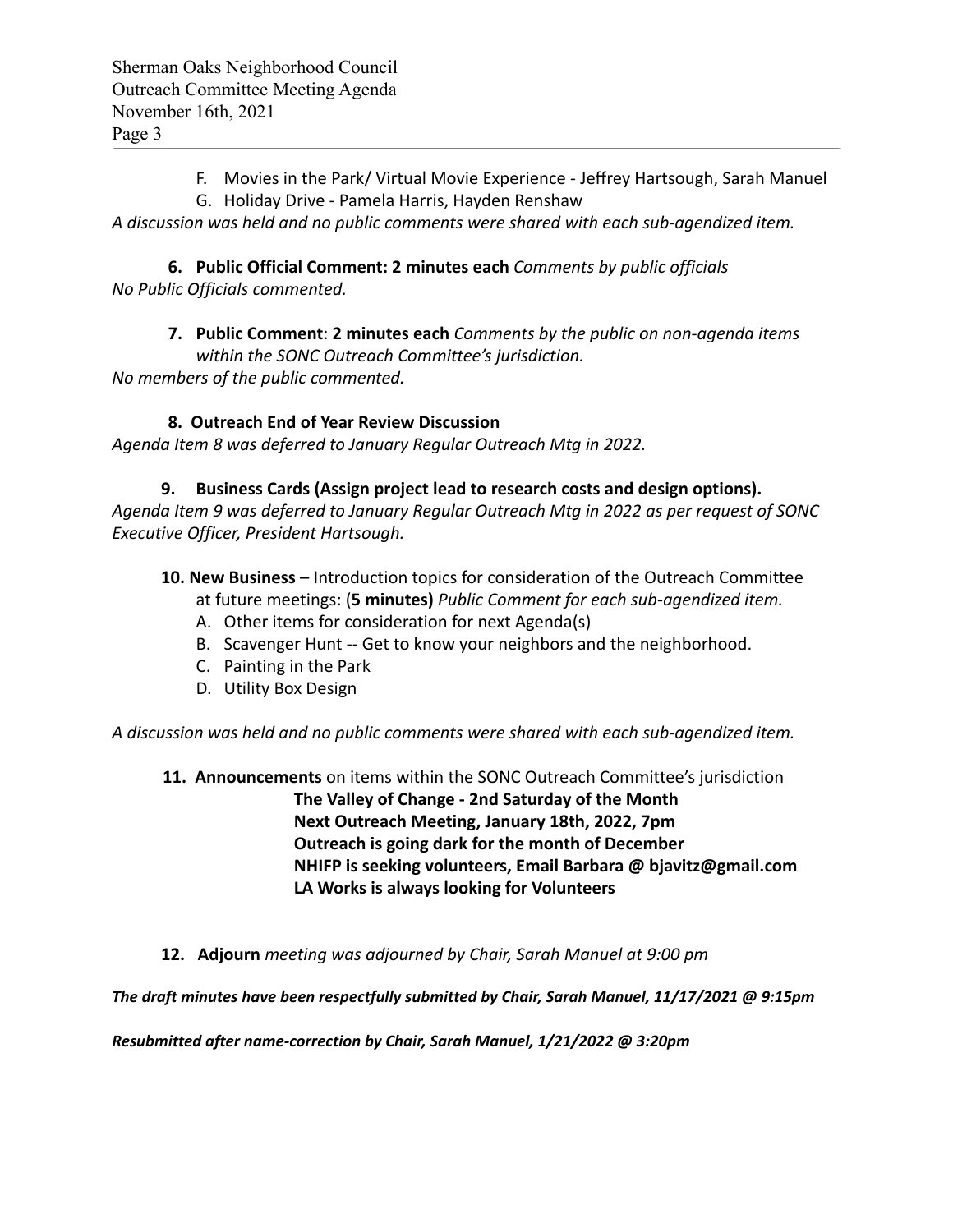F. Movies in the Park/ Virtual Movie Experience - Jeffrey Hartsough, Sarah Manuel
G. Holiday Drive - Pamela Harris, Hayden Renshaw

*A discussion was held and no public comments were shared with each sub-agendized item.*

6. **Public Official Comment: 2 minutes each** *Comments by public officials*

*No Public Officials commented.*

7. **Public Comment**: **2 minutes each** *Comments by the public on non-agenda items within the SONC Outreach Committee's jurisdiction.*

*No members of the public commented.*

8. **Outreach End of Year Review Discussion**

*Agenda Item 8 was deferred to January Regular Outreach Mtg in 2022.*

9. **Business Cards (Assign project lead to research costs and design options).**

*Agenda Item 9 was deferred to January Regular Outreach Mtg in 2022 as per request of SONC Executive Officer, President Hartsough.*

10. **New Business** – Introduction topics for consideration of the Outreach Committee at future meetings: (**5 minutes)** *Public Comment for each sub-agendized item.*
    A. Other items for consideration for next Agenda(s)
    B. Scavenger Hunt -- Get to know your neighbors and the neighborhood.
    C. Painting in the Park
    D. Utility Box Design

*A discussion was held and no public comments were shared with each sub-agendized item.*

11. **Announcements** on items within the SONC Outreach Committee's jurisdiction

    **The Valley of Change - 2nd Saturday of the Month**
    **Next Outreach Meeting, January 18th, 2022, 7pm**
    **Outreach is going dark for the month of December**
    **NHIFP is seeking volunteers, Email Barbara @ bjavitz@gmail.com**
    **LA Works is always looking for Volunteers**

12. **Adjourn** *meeting was adjourned by Chair, Sarah Manuel at 9:00 pm*

***The draft minutes have been respectfully submitted by Chair, Sarah Manuel, 11/17/2021 @ 9:15pm***

***Resubmitted after name-correction by Chair, Sarah Manuel, 1/21/2022 @ 3:20pm***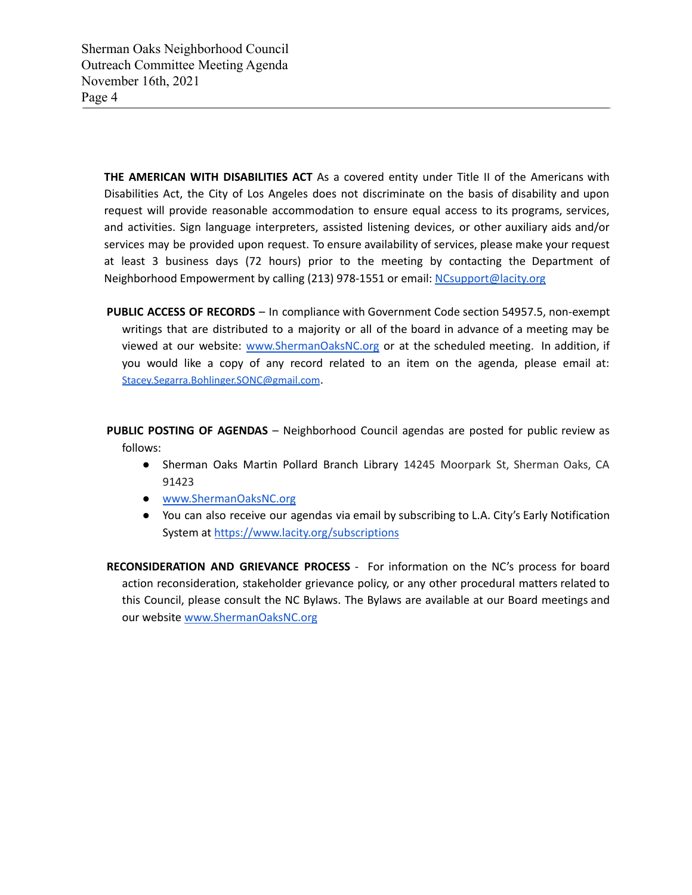**THE AMERICAN WITH DISABILITIES ACT** As a covered entity under Title II of the Americans with Disabilities Act, the City of Los Angeles does not discriminate on the basis of disability and upon request will provide reasonable accommodation to ensure equal access to its programs, services, and activities. Sign language interpreters, assisted listening devices, or other auxiliary aids and/or services may be provided upon request. To ensure availability of services, please make your request at least 3 business days (72 hours) prior to the meeting by contacting the Department of Neighborhood Empowerment by calling (213) 978-1551 or email: NCsupport@lacity.org

**PUBLIC ACCESS OF RECORDS** – In compliance with Government Code section 54957.5, non-exempt writings that are distributed to a majority or all of the board in advance of a meeting may be viewed at our website: www.ShermanOaksNC.org or at the scheduled meeting. In addition, if you would like a copy of any record related to an item on the agenda, please email at: Stacey.Segarra.Bohlinger.SONC@gmail.com.

**PUBLIC POSTING OF AGENDAS** – Neighborhood Council agendas are posted for public review as follows:

- Sherman Oaks Martin Pollard Branch Library 14245 Moorpark St, Sherman Oaks, CA 91423
- www.ShermanOaksNC.org
- You can also receive our agendas via email by subscribing to L.A. City's Early Notification System at https://www.lacity.org/subscriptions

**RECONSIDERATION AND GRIEVANCE PROCESS** - For information on the NC's process for board action reconsideration, stakeholder grievance policy, or any other procedural matters related to this Council, please consult the NC Bylaws. The Bylaws are available at our Board meetings and our website www.ShermanOaksNC.org